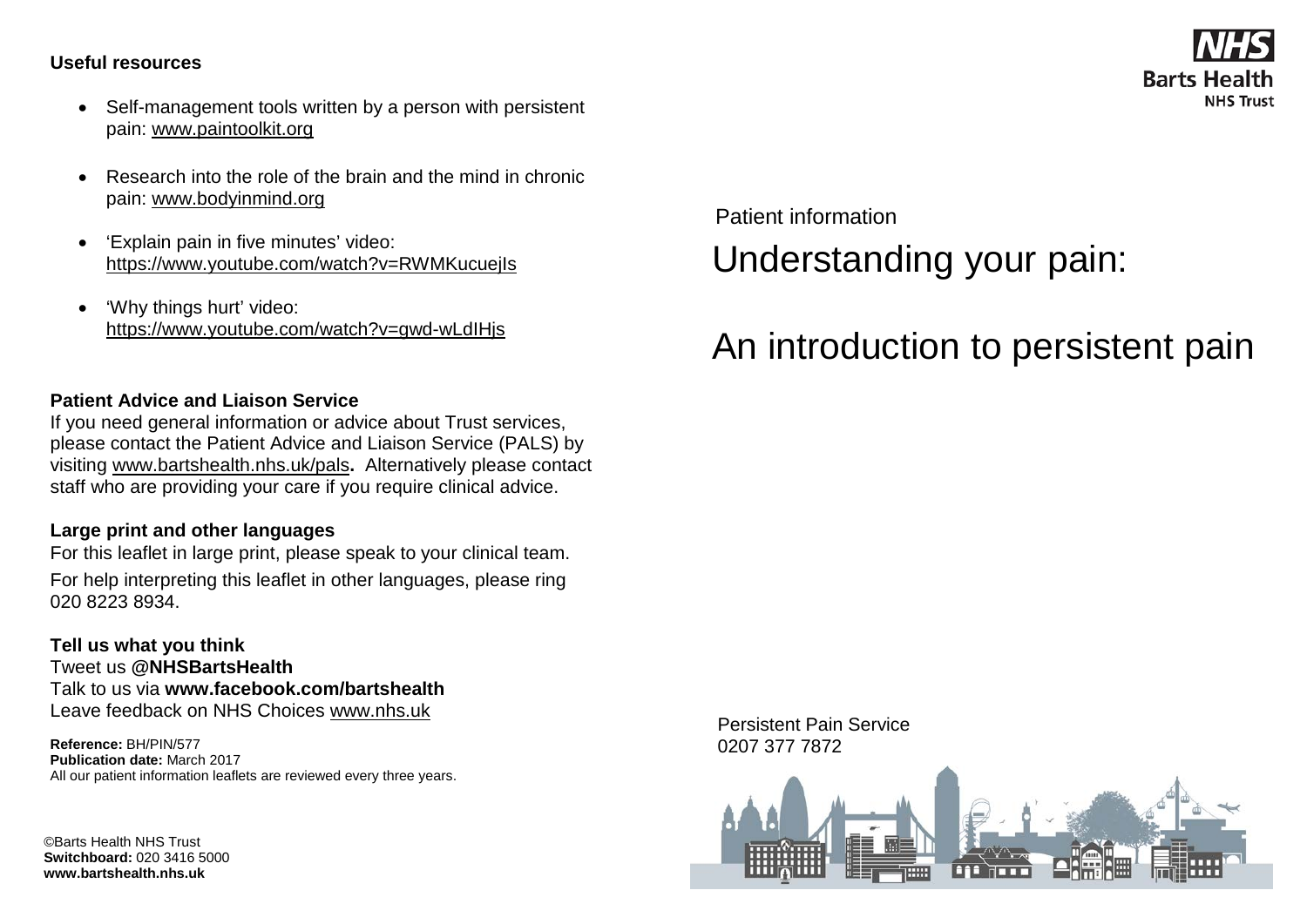**Useful resources**

- Self-management tools written by a person with persistent pain: www.paintoolkit.org
- Research into the role of the brain and the mind in chronic pain: www.bodyinmind.org
- 'Explain pain in five minutes' video: https://www.youtube.com/watch?v=RWMKucuejIs
- 'Why things hurt' video: https://www.youtube.com/watch?v=gwd-wLdIHjs

**Patient Advice and Liaison Service**

If you need general information or advice about Trust services, please contact the Patient Advice and Liaison Service (PALS) by visiting www.bartshealth.nhs.uk/pals**.** Alternatively please contact staff who are providing your care if you require clinical advice.

**Large print and other languages**

For this leaflet in large print, please speak to your clinical team.

For help interpreting this leaflet in other languages, please ring 020 8223 8934.

**Tell us what you think**

Tweet us **@NHSBartsHealth**
Talk to us via **www.facebook.com/bartshealth**
Leave feedback on NHS Choices www.nhs.uk

**Reference:** BH/PIN/577
**Publication date:** March 2017
All our patient information leaflets are reviewed every three years.

©Barts Health NHS Trust
**Switchboard:** 020 3416 5000
**www.bartshealth.nhs.uk**

NHS Barts Health NHS Trust

Patient information

# Understanding your pain:

# An introduction to persistent pain

Persistent Pain Service
0207 377 7872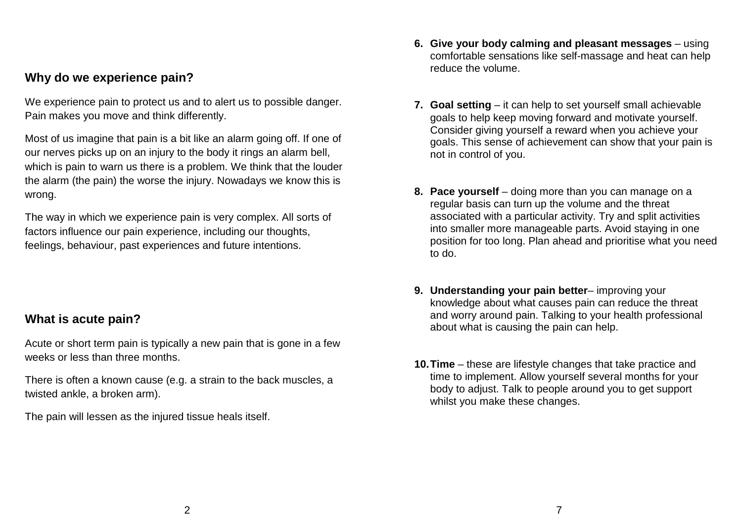## Why do we experience pain?

We experience pain to protect us and to alert us to possible danger. Pain makes you move and think differently.

Most of us imagine that pain is a bit like an alarm going off. If one of our nerves picks up on an injury to the body it rings an alarm bell, which is pain to warn us there is a problem. We think that the louder the alarm (the pain) the worse the injury. Nowadays we know this is wrong.

The way in which we experience pain is very complex. All sorts of factors influence our pain experience, including our thoughts, feelings, behaviour, past experiences and future intentions.

## What is acute pain?

Acute or short term pain is typically a new pain that is gone in a few weeks or less than three months.

There is often a known cause (e.g. a strain to the back muscles, a twisted ankle, a broken arm).

The pain will lessen as the injured tissue heals itself.

6. **Give your body calming and pleasant messages** – using comfortable sensations like self-massage and heat can help reduce the volume.

7. **Goal setting** – it can help to set yourself small achievable goals to help keep moving forward and motivate yourself. Consider giving yourself a reward when you achieve your goals. This sense of achievement can show that your pain is not in control of you.

8. **Pace yourself** – doing more than you can manage on a regular basis can turn up the volume and the threat associated with a particular activity. Try and split activities into smaller more manageable parts. Avoid staying in one position for too long. Plan ahead and prioritise what you need to do.

9. **Understanding your pain better**– improving your knowledge about what causes pain can reduce the threat and worry around pain. Talking to your health professional about what is causing the pain can help.

10. **Time** – these are lifestyle changes that take practice and time to implement. Allow yourself several months for your body to adjust. Talk to people around you to get support whilst you make these changes.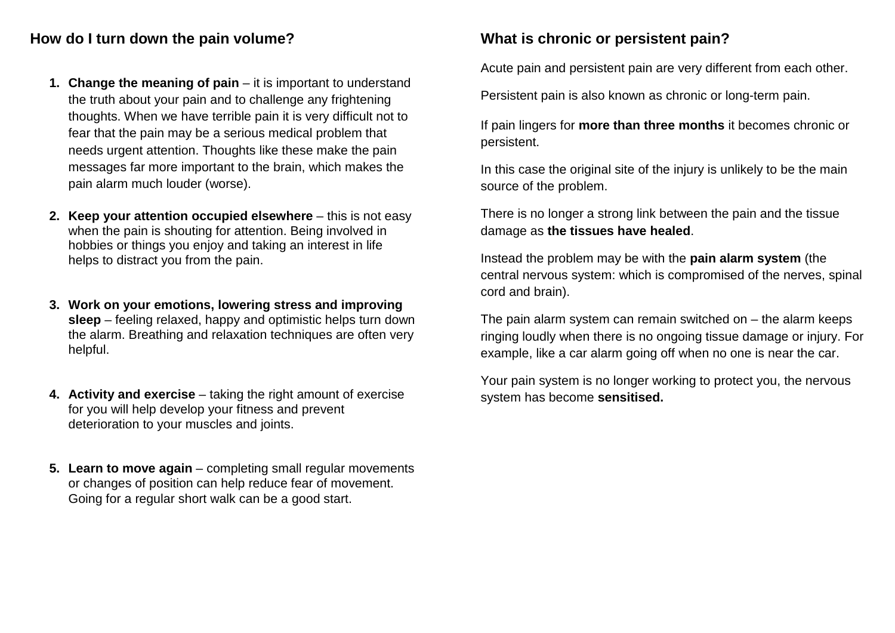## How do I turn down the pain volume?

1. **Change the meaning of pain** – it is important to understand the truth about your pain and to challenge any frightening thoughts. When we have terrible pain it is very difficult not to fear that the pain may be a serious medical problem that needs urgent attention. Thoughts like these make the pain messages far more important to the brain, which makes the pain alarm much louder (worse).

2. **Keep your attention occupied elsewhere** – this is not easy when the pain is shouting for attention. Being involved in hobbies or things you enjoy and taking an interest in life helps to distract you from the pain.

3. **Work on your emotions, lowering stress and improving sleep** – feeling relaxed, happy and optimistic helps turn down the alarm. Breathing and relaxation techniques are often very helpful.

4. **Activity and exercise** – taking the right amount of exercise for you will help develop your fitness and prevent deterioration to your muscles and joints.

5. **Learn to move again** – completing small regular movements or changes of position can help reduce fear of movement. Going for a regular short walk can be a good start.

## What is chronic or persistent pain?

Acute pain and persistent pain are very different from each other.

Persistent pain is also known as chronic or long-term pain.

If pain lingers for **more than three months** it becomes chronic or persistent.

In this case the original site of the injury is unlikely to be the main source of the problem.

There is no longer a strong link between the pain and the tissue damage as **the tissues have healed**.

Instead the problem may be with the **pain alarm system** (the central nervous system: which is compromised of the nerves, spinal cord and brain).

The pain alarm system can remain switched on – the alarm keeps ringing loudly when there is no ongoing tissue damage or injury. For example, like a car alarm going off when no one is near the car.

Your pain system is no longer working to protect you, the nervous system has become **sensitised.**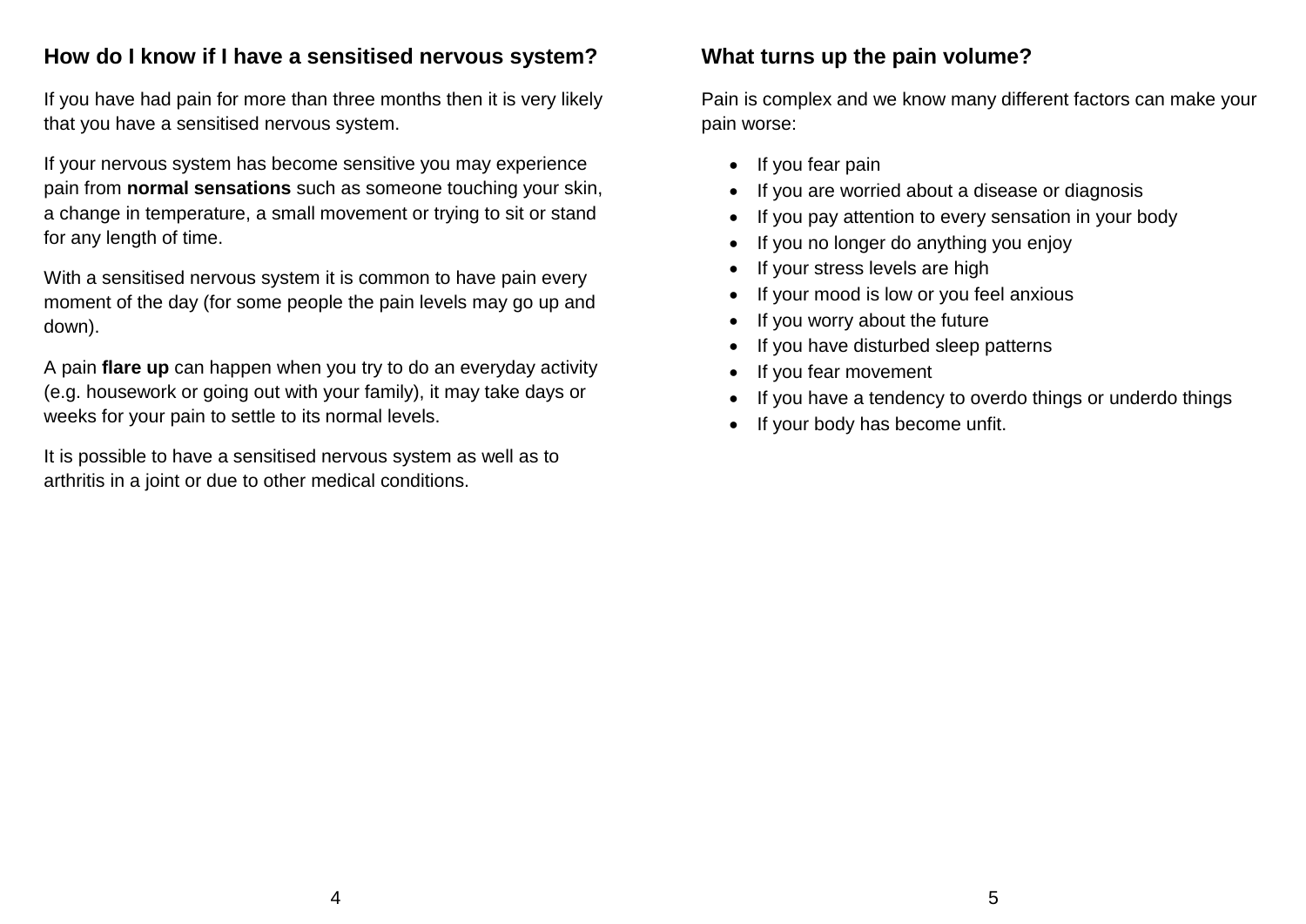## How do I know if I have a sensitised nervous system?

If you have had pain for more than three months then it is very likely that you have a sensitised nervous system.

If your nervous system has become sensitive you may experience pain from **normal sensations** such as someone touching your skin, a change in temperature, a small movement or trying to sit or stand for any length of time.

With a sensitised nervous system it is common to have pain every moment of the day (for some people the pain levels may go up and down).

A pain **flare up** can happen when you try to do an everyday activity (e.g. housework or going out with your family), it may take days or weeks for your pain to settle to its normal levels.

It is possible to have a sensitised nervous system as well as to arthritis in a joint or due to other medical conditions.

## What turns up the pain volume?

Pain is complex and we know many different factors can make your pain worse:

- If you fear pain
- If you are worried about a disease or diagnosis
- If you pay attention to every sensation in your body
- If you no longer do anything you enjoy
- If your stress levels are high
- If your mood is low or you feel anxious
- If you worry about the future
- If you have disturbed sleep patterns
- If you fear movement
- If you have a tendency to overdo things or underdo things
- If your body has become unfit.